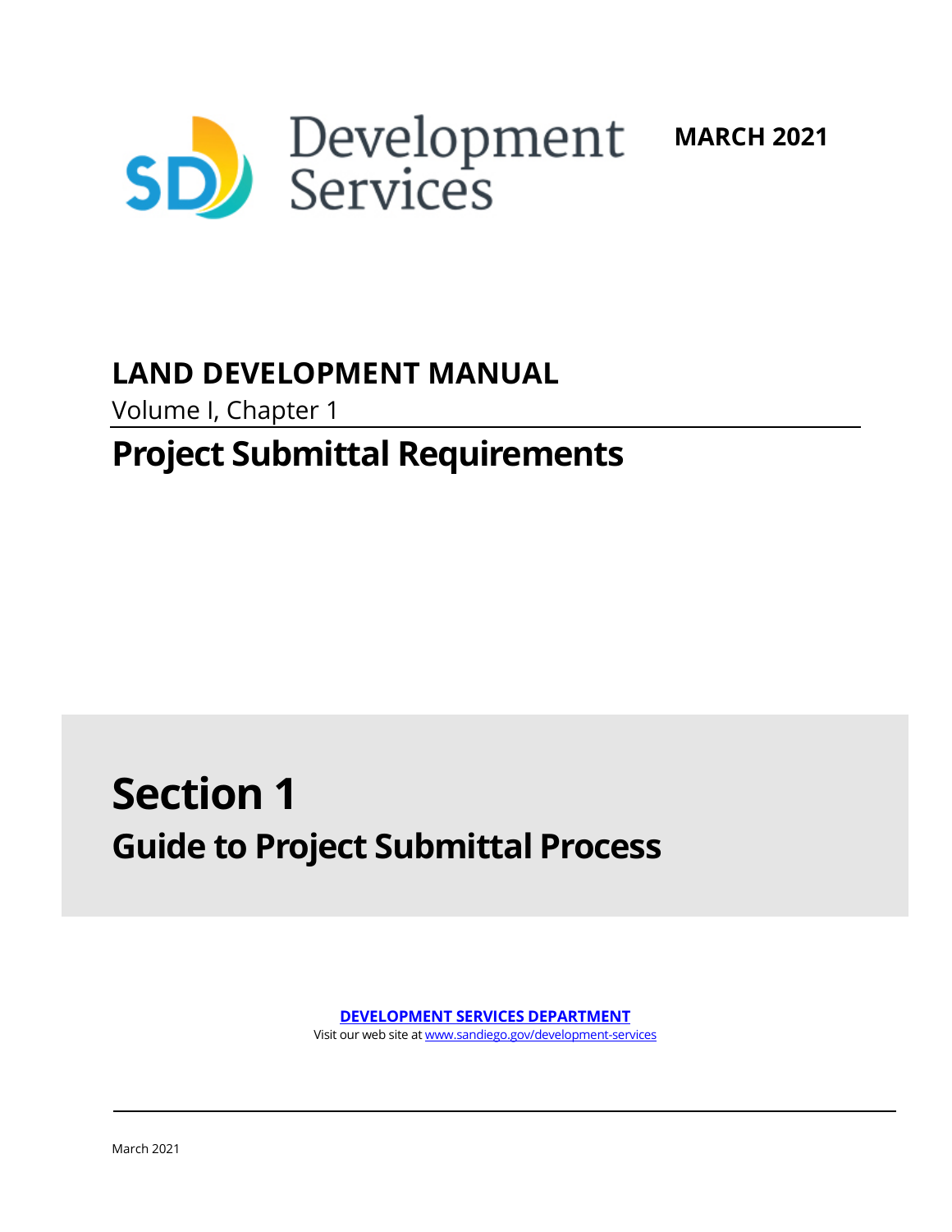Development Services

**MARCH 2021**

# LAND DEVELOPMENT MANUAL

Volume I, Chapter 1

## Project Submittal Requirements

# Section 1

## Guide to Project Submittal Process

**DEVELOPMENT SERVICES DEPARTMENT**

Visit our web site at www.sandiego.gov/development-services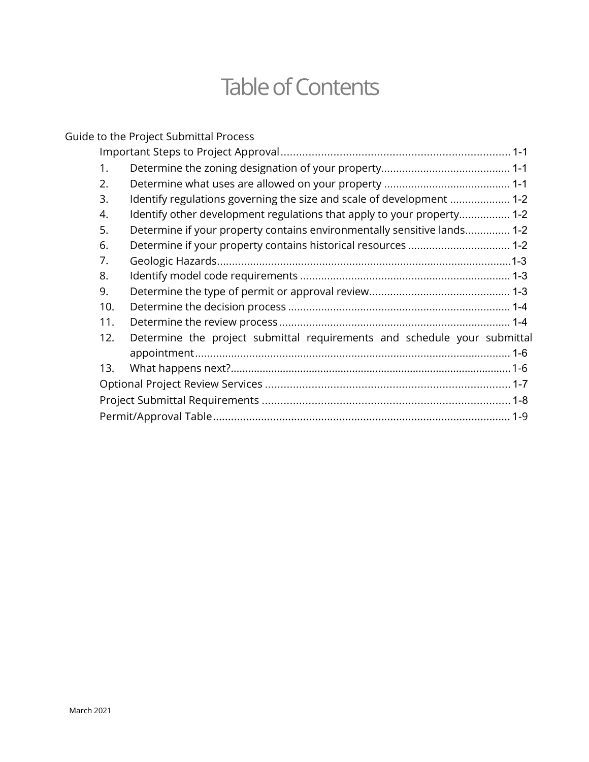# Table of Contents

Guide to the Project Submittal Process

- Important Steps to Project Approval .......... 1-1
  1. Determine the zoning designation of your property .......... 1-1
  2. Determine what uses are allowed on your property .......... 1-1
  3. Identify regulations governing the size and scale of development .......... 1-2
  4. Identify other development regulations that apply to your property .......... 1-2
  5. Determine if your property contains environmentally sensitive lands .......... 1-2
  6. Determine if your property contains historical resources .......... 1-2
  7. Geologic Hazards .......... 1-3
  8. Identify model code requirements .......... 1-3
  9. Determine the type of permit or approval review .......... 1-3
  10. Determine the decision process .......... 1-4
  11. Determine the review process .......... 1-4
  12. Determine the project submittal requirements and schedule your submittal appointment .......... 1-6
  13. What happens next? .......... 1-6
- Optional Project Review Services .......... 1-7
- Project Submittal Requirements .......... 1-8
- Permit/Approval Table .......... 1-9

March 2021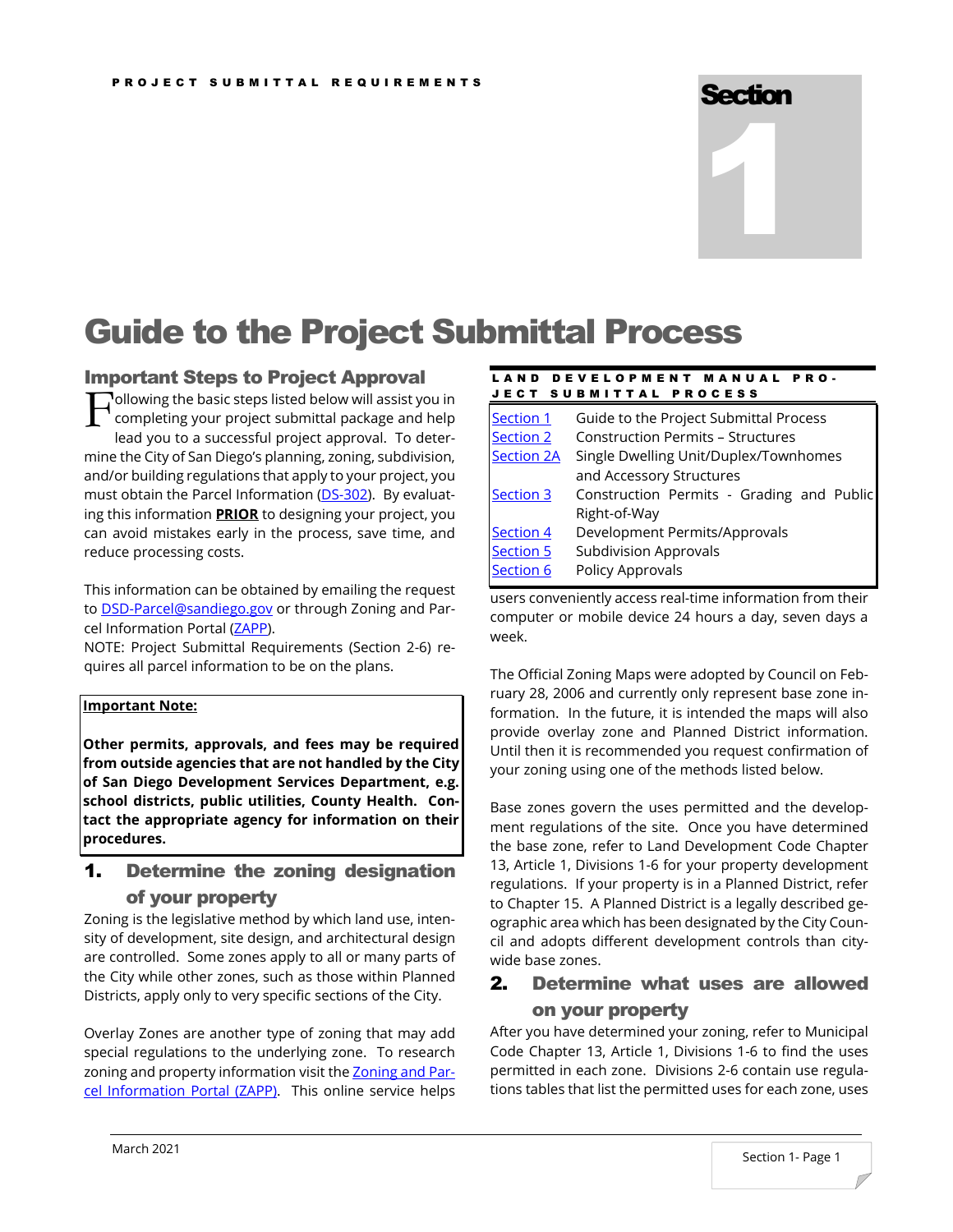# Section 1

# Guide to the Project Submittal Process

## Important Steps to Project Approval

Following the basic steps listed below will assist you in completing your project submittal package and help lead you to a successful project approval. To determine the City of San Diego's planning, zoning, subdivision, and/or building regulations that apply to your project, you must obtain the Parcel Information (DS-302). By evaluating this information **PRIOR** to designing your project, you can avoid mistakes early in the process, save time, and reduce processing costs.

This information can be obtained by emailing the request to DSD-Parcel@sandiego.gov or through Zoning and Parcel Information Portal (ZAPP).

NOTE: Project Submittal Requirements (Section 2-6) requires all parcel information to be on the plans.

**Important Note:**

**Other permits, approvals, and fees may be required from outside agencies that are not handled by the City of San Diego Development Services Department, e.g. school districts, public utilities, County Health. Contact the appropriate agency for information on their procedures.**

### 1. Determine the zoning designation of your property

Zoning is the legislative method by which land use, intensity of development, site design, and architectural design are controlled. Some zones apply to all or many parts of the City while other zones, such as those within Planned Districts, apply only to very specific sections of the City.

Overlay Zones are another type of zoning that may add special regulations to the underlying zone. To research zoning and property information visit the Zoning and Parcel Information Portal (ZAPP). This online service helps users conveniently access real-time information from their computer or mobile device 24 hours a day, seven days a week.

| LAND DEVELOPMENT MANUAL PROJECT SUBMITTAL PROCESS | |
|---|---|
| Section 1 | Guide to the Project Submittal Process |
| Section 2 | Construction Permits – Structures |
| Section 2A | Single Dwelling Unit/Duplex/Townhomes and Accessory Structures |
| Section 3 | Construction Permits - Grading and Public Right-of-Way |
| Section 4 | Development Permits/Approvals |
| Section 5 | Subdivision Approvals |
| Section 6 | Policy Approvals |

The Official Zoning Maps were adopted by Council on February 28, 2006 and currently only represent base zone information. In the future, it is intended the maps will also provide overlay zone and Planned District information. Until then it is recommended you request confirmation of your zoning using one of the methods listed below.

Base zones govern the uses permitted and the development regulations of the site. Once you have determined the base zone, refer to Land Development Code Chapter 13, Article 1, Divisions 1-6 for your property development regulations. If your property is in a Planned District, refer to Chapter 15. A Planned District is a legally described geographic area which has been designated by the City Council and adopts different development controls than citywide base zones.

### 2. Determine what uses are allowed on your property

After you have determined your zoning, refer to Municipal Code Chapter 13, Article 1, Divisions 1-6 to find the uses permitted in each zone. Divisions 2-6 contain use regulations tables that list the permitted uses for each zone, uses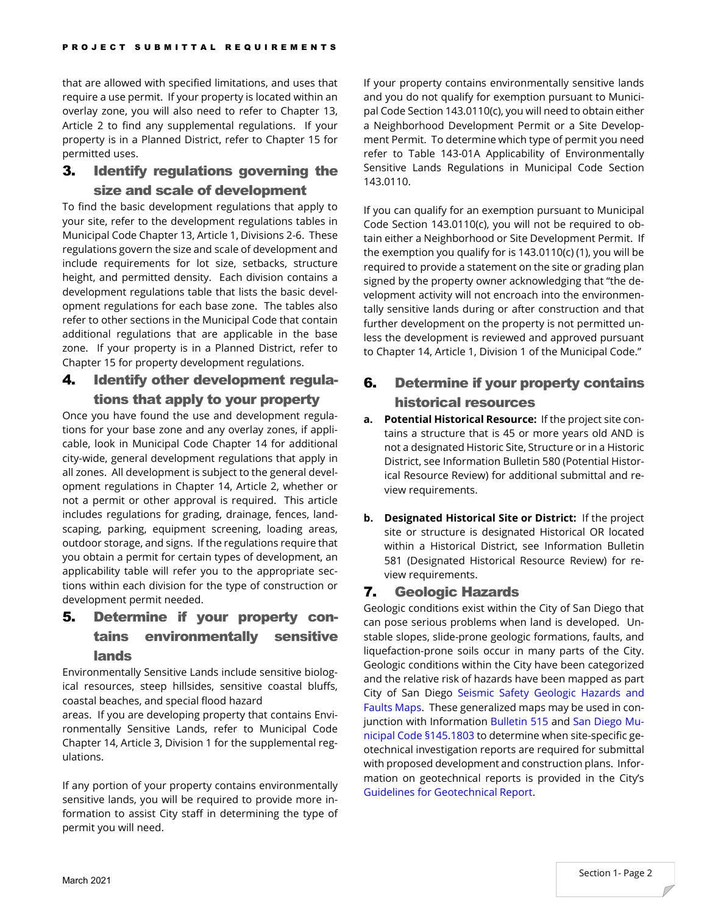that are allowed with specified limitations, and uses that require a use permit. If your property is located within an overlay zone, you will also need to refer to Chapter 13, Article 2 to find any supplemental regulations. If your property is in a Planned District, refer to Chapter 15 for permitted uses.

## 3. Identify regulations governing the size and scale of development

To find the basic development regulations that apply to your site, refer to the development regulations tables in Municipal Code Chapter 13, Article 1, Divisions 2-6. These regulations govern the size and scale of development and include requirements for lot size, setbacks, structure height, and permitted density. Each division contains a development regulations table that lists the basic development regulations for each base zone. The tables also refer to other sections in the Municipal Code that contain additional regulations that are applicable in the base zone. If your property is in a Planned District, refer to Chapter 15 for property development regulations.

## 4. Identify other development regulations that apply to your property

Once you have found the use and development regulations for your base zone and any overlay zones, if applicable, look in Municipal Code Chapter 14 for additional city-wide, general development regulations that apply in all zones. All development is subject to the general development regulations in Chapter 14, Article 2, whether or not a permit or other approval is required. This article includes regulations for grading, drainage, fences, landscaping, parking, equipment screening, loading areas, outdoor storage, and signs. If the regulations require that you obtain a permit for certain types of development, an applicability table will refer you to the appropriate sections within each division for the type of construction or development permit needed.

## 5. Determine if your property contains environmentally sensitive lands

Environmentally Sensitive Lands include sensitive biological resources, steep hillsides, sensitive coastal bluffs, coastal beaches, and special flood hazard areas. If you are developing property that contains Environmentally Sensitive Lands, refer to Municipal Code Chapter 14, Article 3, Division 1 for the supplemental regulations.

If any portion of your property contains environmentally sensitive lands, you will be required to provide more information to assist City staff in determining the type of permit you will need.

If your property contains environmentally sensitive lands and you do not qualify for exemption pursuant to Municipal Code Section 143.0110(c), you will need to obtain either a Neighborhood Development Permit or a Site Development Permit. To determine which type of permit you need refer to Table 143-01A Applicability of Environmentally Sensitive Lands Regulations in Municipal Code Section 143.0110.

If you can qualify for an exemption pursuant to Municipal Code Section 143.0110(c), you will not be required to obtain either a Neighborhood or Site Development Permit. If the exemption you qualify for is 143.0110(c) (1), you will be required to provide a statement on the site or grading plan signed by the property owner acknowledging that "the development activity will not encroach into the environmentally sensitive lands during or after construction and that further development on the property is not permitted unless the development is reviewed and approved pursuant to Chapter 14, Article 1, Division 1 of the Municipal Code."

## 6. Determine if your property contains historical resources

**a. Potential Historical Resource:** If the project site contains a structure that is 45 or more years old AND is not a designated Historic Site, Structure or in a Historic District, see Information Bulletin 580 (Potential Historical Resource Review) for additional submittal and review requirements.

**b. Designated Historical Site or District:** If the project site or structure is designated Historical OR located within a Historical District, see Information Bulletin 581 (Designated Historical Resource Review) for review requirements.

## 7. Geologic Hazards

Geologic conditions exist within the City of San Diego that can pose serious problems when land is developed. Unstable slopes, slide-prone geologic formations, faults, and liquefaction-prone soils occur in many parts of the City. Geologic conditions within the City have been categorized and the relative risk of hazards have been mapped as part City of San Diego Seismic Safety Geologic Hazards and Faults Maps. These generalized maps may be used in conjunction with Information Bulletin 515 and San Diego Municipal Code §145.1803 to determine when site-specific geotechnical investigation reports are required for submittal with proposed development and construction plans. Information on geotechnical reports is provided in the City's Guidelines for Geotechnical Report.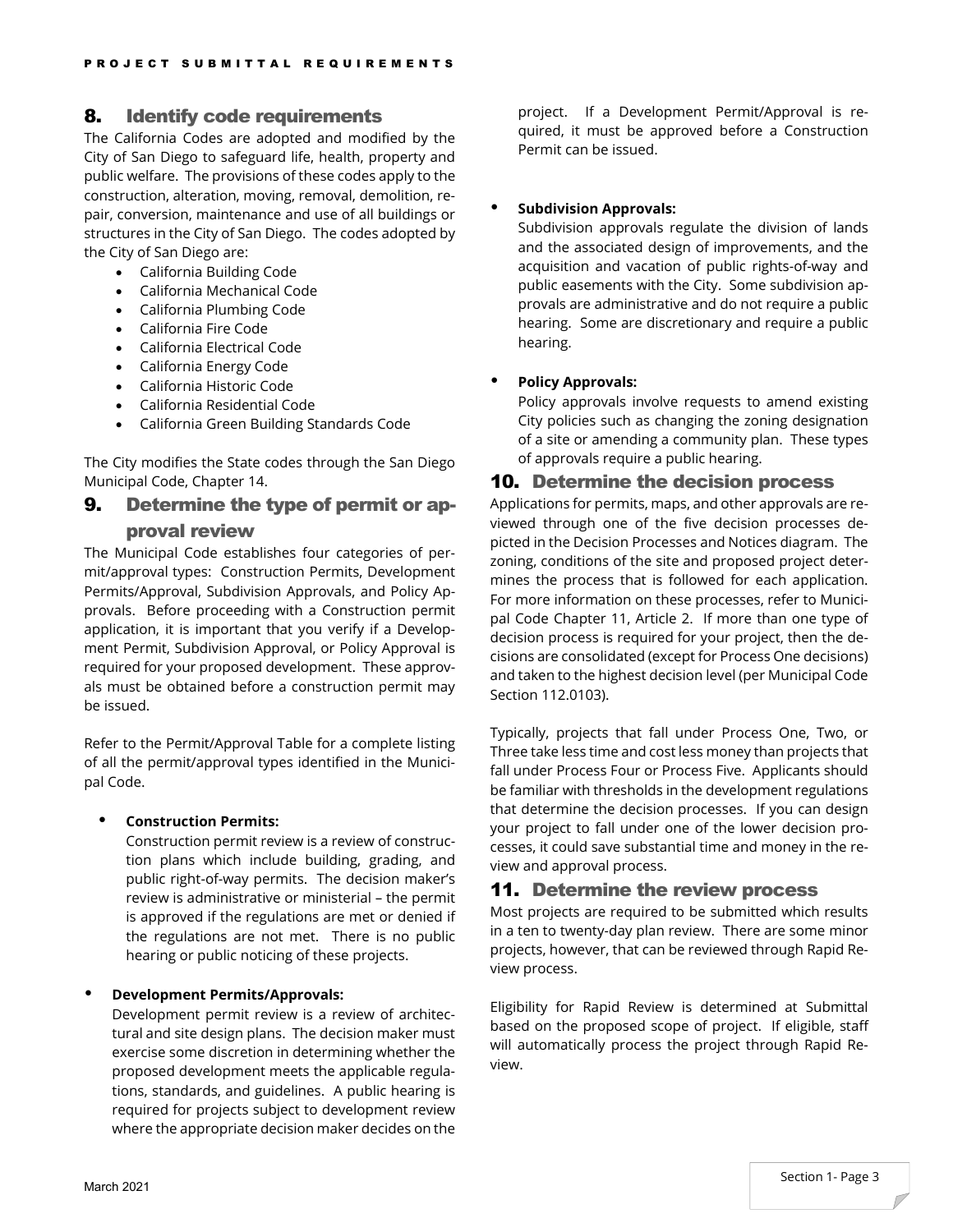## 8. Identify code requirements

The California Codes are adopted and modified by the City of San Diego to safeguard life, health, property and public welfare. The provisions of these codes apply to the construction, alteration, moving, removal, demolition, repair, conversion, maintenance and use of all buildings or structures in the City of San Diego. The codes adopted by the City of San Diego are:

- California Building Code
- California Mechanical Code
- California Plumbing Code
- California Fire Code
- California Electrical Code
- California Energy Code
- California Historic Code
- California Residential Code
- California Green Building Standards Code

The City modifies the State codes through the San Diego Municipal Code, Chapter 14.

## 9. Determine the type of permit or approval review

The Municipal Code establishes four categories of permit/approval types: Construction Permits, Development Permits/Approval, Subdivision Approvals, and Policy Approvals. Before proceeding with a Construction permit application, it is important that you verify if a Development Permit, Subdivision Approval, or Policy Approval is required for your proposed development. These approvals must be obtained before a construction permit may be issued.

Refer to the Permit/Approval Table for a complete listing of all the permit/approval types identified in the Municipal Code.

- **Construction Permits:**
  Construction permit review is a review of construction plans which include building, grading, and public right-of-way permits. The decision maker's review is administrative or ministerial – the permit is approved if the regulations are met or denied if the regulations are not met. There is no public hearing or public noticing of these projects.

- **Development Permits/Approvals:**
  Development permit review is a review of architectural and site design plans. The decision maker must exercise some discretion in determining whether the proposed development meets the applicable regulations, standards, and guidelines. A public hearing is required for projects subject to development review where the appropriate decision maker decides on the project. If a Development Permit/Approval is required, it must be approved before a Construction Permit can be issued.

- **Subdivision Approvals:**
  Subdivision approvals regulate the division of lands and the associated design of improvements, and the acquisition and vacation of public rights-of-way and public easements with the City. Some subdivision approvals are administrative and do not require a public hearing. Some are discretionary and require a public hearing.

- **Policy Approvals:**
  Policy approvals involve requests to amend existing City policies such as changing the zoning designation of a site or amending a community plan. These types of approvals require a public hearing.

## 10. Determine the decision process

Applications for permits, maps, and other approvals are reviewed through one of the five decision processes depicted in the Decision Processes and Notices diagram. The zoning, conditions of the site and proposed project determines the process that is followed for each application. For more information on these processes, refer to Municipal Code Chapter 11, Article 2. If more than one type of decision process is required for your project, then the decisions are consolidated (except for Process One decisions) and taken to the highest decision level (per Municipal Code Section 112.0103).

Typically, projects that fall under Process One, Two, or Three take less time and cost less money than projects that fall under Process Four or Process Five. Applicants should be familiar with thresholds in the development regulations that determine the decision processes. If you can design your project to fall under one of the lower decision processes, it could save substantial time and money in the review and approval process.

## 11. Determine the review process

Most projects are required to be submitted which results in a ten to twenty-day plan review. There are some minor projects, however, that can be reviewed through Rapid Review process.

Eligibility for Rapid Review is determined at Submittal based on the proposed scope of project. If eligible, staff will automatically process the project through Rapid Review.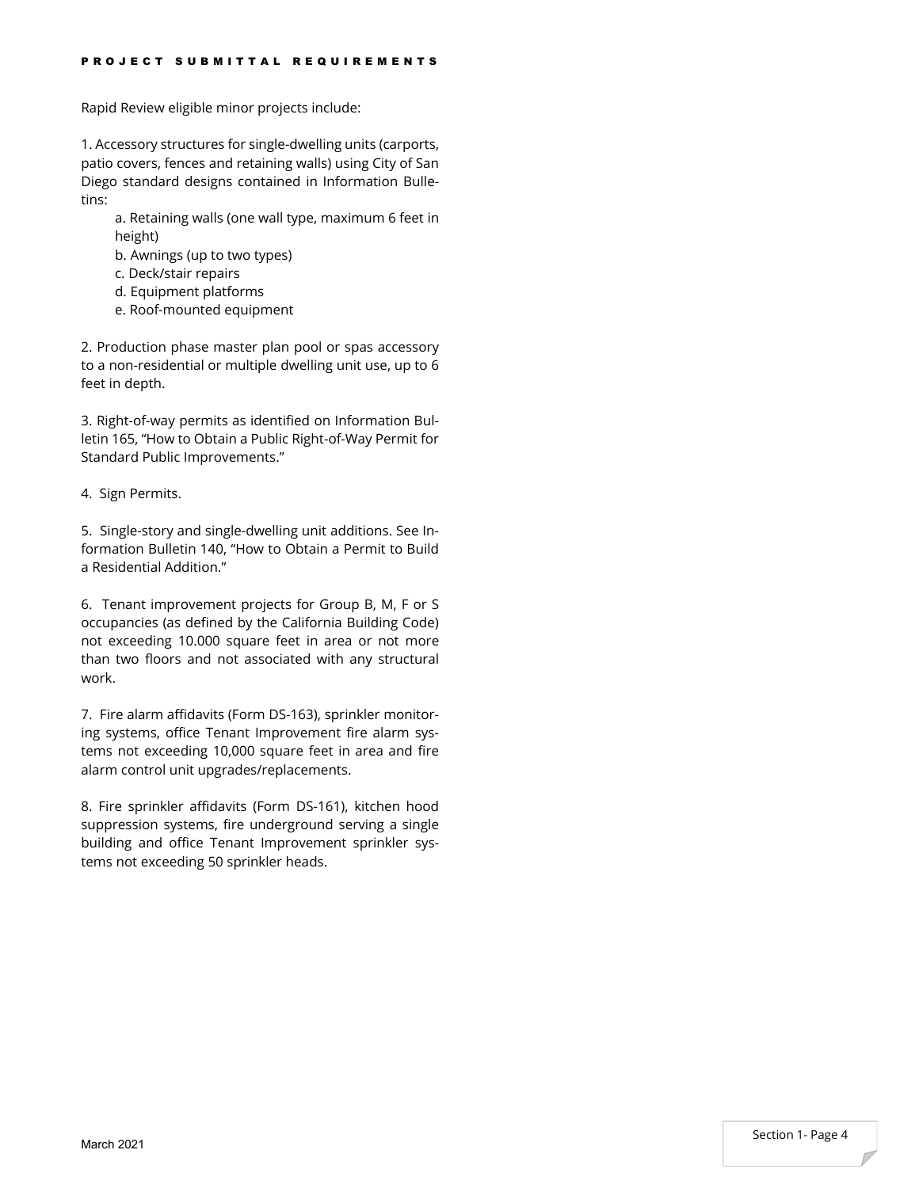Rapid Review eligible minor projects include:

1. Accessory structures for single-dwelling units (carports, patio covers, fences and retaining walls) using City of San Diego standard designs contained in Information Bulletins:
   a. Retaining walls (one wall type, maximum 6 feet in height)
   b. Awnings (up to two types)
   c. Deck/stair repairs
   d. Equipment platforms
   e. Roof-mounted equipment

2. Production phase master plan pool or spas accessory to a non-residential or multiple dwelling unit use, up to 6 feet in depth.

3. Right-of-way permits as identified on Information Bulletin 165, "How to Obtain a Public Right-of-Way Permit for Standard Public Improvements."

4. Sign Permits.

5. Single-story and single-dwelling unit additions. See Information Bulletin 140, "How to Obtain a Permit to Build a Residential Addition."

6. Tenant improvement projects for Group B, M, F or S occupancies (as defined by the California Building Code) not exceeding 10.000 square feet in area or not more than two floors and not associated with any structural work.

7. Fire alarm affidavits (Form DS-163), sprinkler monitoring systems, office Tenant Improvement fire alarm systems not exceeding 10,000 square feet in area and fire alarm control unit upgrades/replacements.

8. Fire sprinkler affidavits (Form DS-161), kitchen hood suppression systems, fire underground serving a single building and office Tenant Improvement sprinkler systems not exceeding 50 sprinkler heads.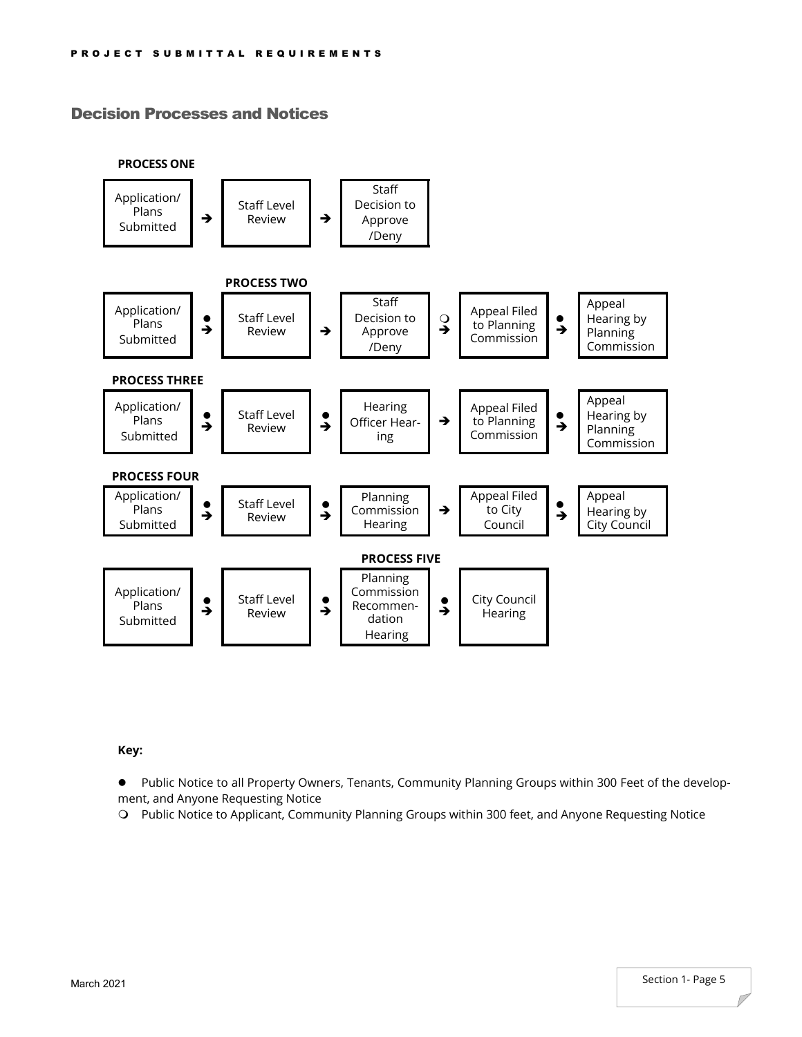## Decision Processes and Notices

**PROCESS ONE**

Application/ Plans Submitted → Staff Level Review → Staff Decision to Approve /Deny

**PROCESS TWO**

Application/ Plans Submitted ● → Staff Level Review → Staff Decision to Approve /Deny ❍ → Appeal Filed to Planning Commission ● → Appeal Hearing by Planning Commission

**PROCESS THREE**

Application/ Plans Submitted ● → Staff Level Review ● → Hearing Officer Hearing → Appeal Filed to Planning Commission ● → Appeal Hearing by Planning Commission

**PROCESS FOUR**

Application/ Plans Submitted ● → Staff Level Review ● → Planning Commission Hearing → Appeal Filed to City Council ● → Appeal Hearing by City Council

**PROCESS FIVE**

Application/ Plans Submitted ● → Staff Level Review ● → Planning Commission Recommendation Hearing ● → City Council Hearing

**Key:**

● Public Notice to all Property Owners, Tenants, Community Planning Groups within 300 Feet of the development, and Anyone Requesting Notice

❍ Public Notice to Applicant, Community Planning Groups within 300 feet, and Anyone Requesting Notice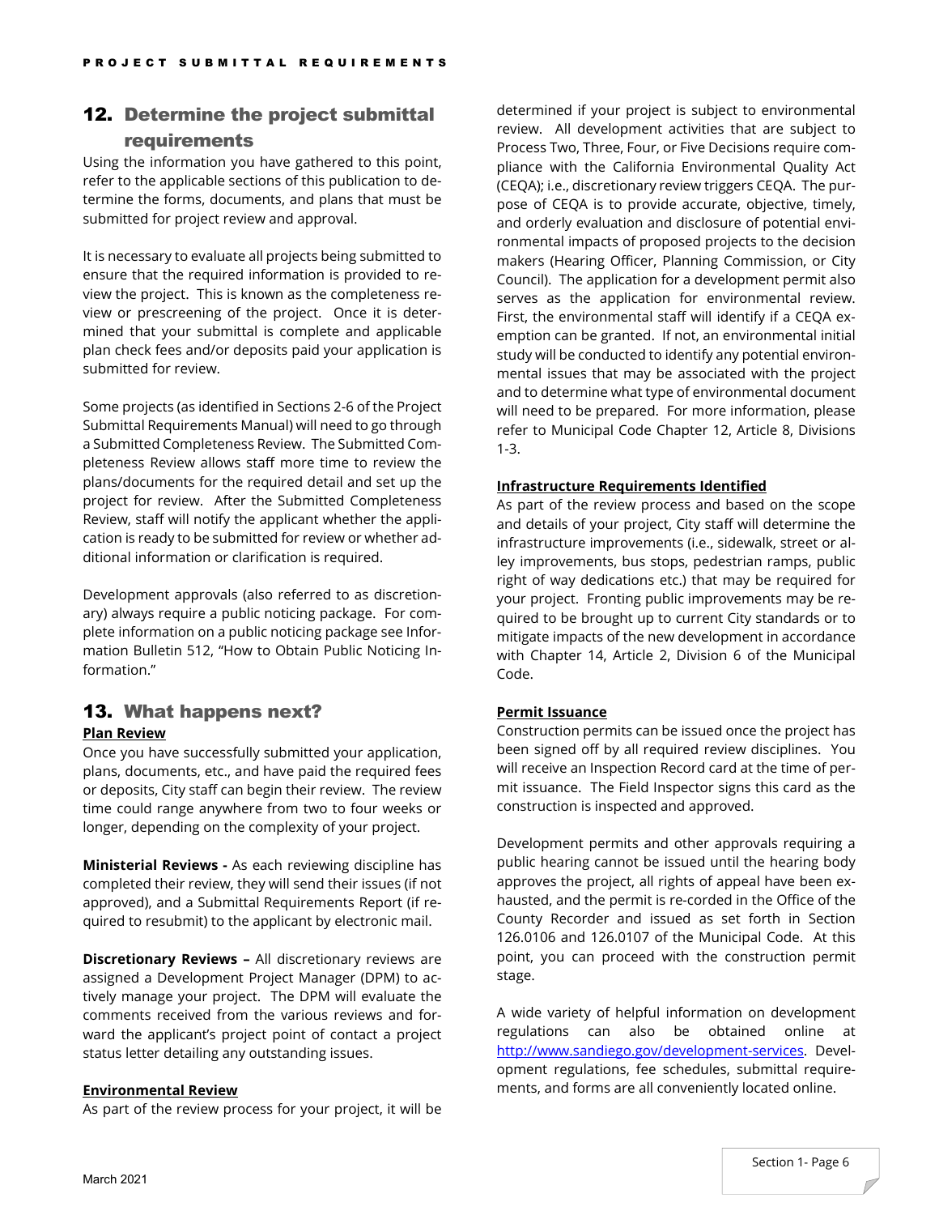## 12. Determine the project submittal requirements

Using the information you have gathered to this point, refer to the applicable sections of this publication to determine the forms, documents, and plans that must be submitted for project review and approval.

It is necessary to evaluate all projects being submitted to ensure that the required information is provided to review the project. This is known as the completeness review or prescreening of the project. Once it is determined that your submittal is complete and applicable plan check fees and/or deposits paid your application is submitted for review.

Some projects (as identified in Sections 2-6 of the Project Submittal Requirements Manual) will need to go through a Submitted Completeness Review. The Submitted Completeness Review allows staff more time to review the plans/documents for the required detail and set up the project for review. After the Submitted Completeness Review, staff will notify the applicant whether the application is ready to be submitted for review or whether additional information or clarification is required.

Development approvals (also referred to as discretionary) always require a public noticing package. For complete information on a public noticing package see Information Bulletin 512, "How to Obtain Public Noticing Information."

## 13. What happens next?

**Plan Review**

Once you have successfully submitted your application, plans, documents, etc., and have paid the required fees or deposits, City staff can begin their review. The review time could range anywhere from two to four weeks or longer, depending on the complexity of your project.

**Ministerial Reviews -** As each reviewing discipline has completed their review, they will send their issues (if not approved), and a Submittal Requirements Report (if required to resubmit) to the applicant by electronic mail.

**Discretionary Reviews –** All discretionary reviews are assigned a Development Project Manager (DPM) to actively manage your project. The DPM will evaluate the comments received from the various reviews and forward the applicant's project point of contact a project status letter detailing any outstanding issues.

**Environmental Review**

As part of the review process for your project, it will be determined if your project is subject to environmental review. All development activities that are subject to Process Two, Three, Four, or Five Decisions require compliance with the California Environmental Quality Act (CEQA); i.e., discretionary review triggers CEQA. The purpose of CEQA is to provide accurate, objective, timely, and orderly evaluation and disclosure of potential environmental impacts of proposed projects to the decision makers (Hearing Officer, Planning Commission, or City Council). The application for a development permit also serves as the application for environmental review. First, the environmental staff will identify if a CEQA exemption can be granted. If not, an environmental initial study will be conducted to identify any potential environmental issues that may be associated with the project and to determine what type of environmental document will need to be prepared. For more information, please refer to Municipal Code Chapter 12, Article 8, Divisions 1-3.

**Infrastructure Requirements Identified**

As part of the review process and based on the scope and details of your project, City staff will determine the infrastructure improvements (i.e., sidewalk, street or alley improvements, bus stops, pedestrian ramps, public right of way dedications etc.) that may be required for your project. Fronting public improvements may be required to be brought up to current City standards or to mitigate impacts of the new development in accordance with Chapter 14, Article 2, Division 6 of the Municipal Code.

**Permit Issuance**

Construction permits can be issued once the project has been signed off by all required review disciplines. You will receive an Inspection Record card at the time of permit issuance. The Field Inspector signs this card as the construction is inspected and approved.

Development permits and other approvals requiring a public hearing cannot be issued until the hearing body approves the project, all rights of appeal have been exhausted, and the permit is re-corded in the Office of the County Recorder and issued as set forth in Section 126.0106 and 126.0107 of the Municipal Code. At this point, you can proceed with the construction permit stage.

A wide variety of helpful information on development regulations can also be obtained online at http://www.sandiego.gov/development-services. Development regulations, fee schedules, submittal requirements, and forms are all conveniently located online.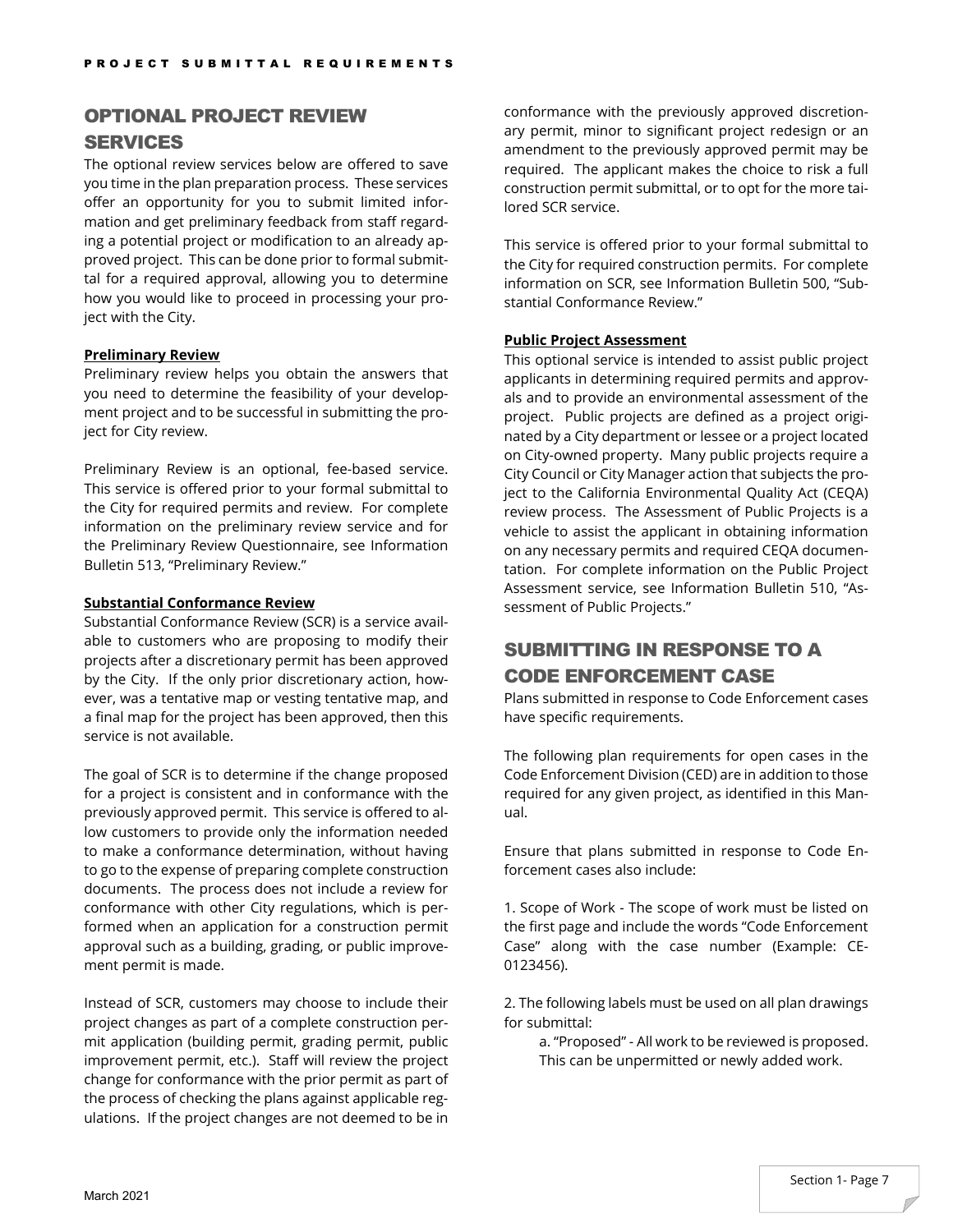## OPTIONAL PROJECT REVIEW SERVICES

The optional review services below are offered to save you time in the plan preparation process. These services offer an opportunity for you to submit limited information and get preliminary feedback from staff regarding a potential project or modification to an already approved project. This can be done prior to formal submittal for a required approval, allowing you to determine how you would like to proceed in processing your project with the City.

**Preliminary Review**

Preliminary review helps you obtain the answers that you need to determine the feasibility of your development project and to be successful in submitting the project for City review.

Preliminary Review is an optional, fee-based service. This service is offered prior to your formal submittal to the City for required permits and review. For complete information on the preliminary review service and for the Preliminary Review Questionnaire, see Information Bulletin 513, "Preliminary Review."

**Substantial Conformance Review**

Substantial Conformance Review (SCR) is a service available to customers who are proposing to modify their projects after a discretionary permit has been approved by the City. If the only prior discretionary action, however, was a tentative map or vesting tentative map, and a final map for the project has been approved, then this service is not available.

The goal of SCR is to determine if the change proposed for a project is consistent and in conformance with the previously approved permit. This service is offered to allow customers to provide only the information needed to make a conformance determination, without having to go to the expense of preparing complete construction documents. The process does not include a review for conformance with other City regulations, which is performed when an application for a construction permit approval such as a building, grading, or public improvement permit is made.

Instead of SCR, customers may choose to include their project changes as part of a complete construction permit application (building permit, grading permit, public improvement permit, etc.). Staff will review the project change for conformance with the prior permit as part of the process of checking the plans against applicable regulations. If the project changes are not deemed to be in conformance with the previously approved discretionary permit, minor to significant project redesign or an amendment to the previously approved permit may be required. The applicant makes the choice to risk a full construction permit submittal, or to opt for the more tailored SCR service.

This service is offered prior to your formal submittal to the City for required construction permits. For complete information on SCR, see Information Bulletin 500, "Substantial Conformance Review."

**Public Project Assessment**

This optional service is intended to assist public project applicants in determining required permits and approvals and to provide an environmental assessment of the project. Public projects are defined as a project originated by a City department or lessee or a project located on City-owned property. Many public projects require a City Council or City Manager action that subjects the project to the California Environmental Quality Act (CEQA) review process. The Assessment of Public Projects is a vehicle to assist the applicant in obtaining information on any necessary permits and required CEQA documentation. For complete information on the Public Project Assessment service, see Information Bulletin 510, "Assessment of Public Projects."

## SUBMITTING IN RESPONSE TO A CODE ENFORCEMENT CASE

Plans submitted in response to Code Enforcement cases have specific requirements.

The following plan requirements for open cases in the Code Enforcement Division (CED) are in addition to those required for any given project, as identified in this Manual.

Ensure that plans submitted in response to Code Enforcement cases also include:

1. Scope of Work - The scope of work must be listed on the first page and include the words "Code Enforcement Case" along with the case number (Example: CE-0123456).

2. The following labels must be used on all plan drawings for submittal:

   a. "Proposed" - All work to be reviewed is proposed. This can be unpermitted or newly added work.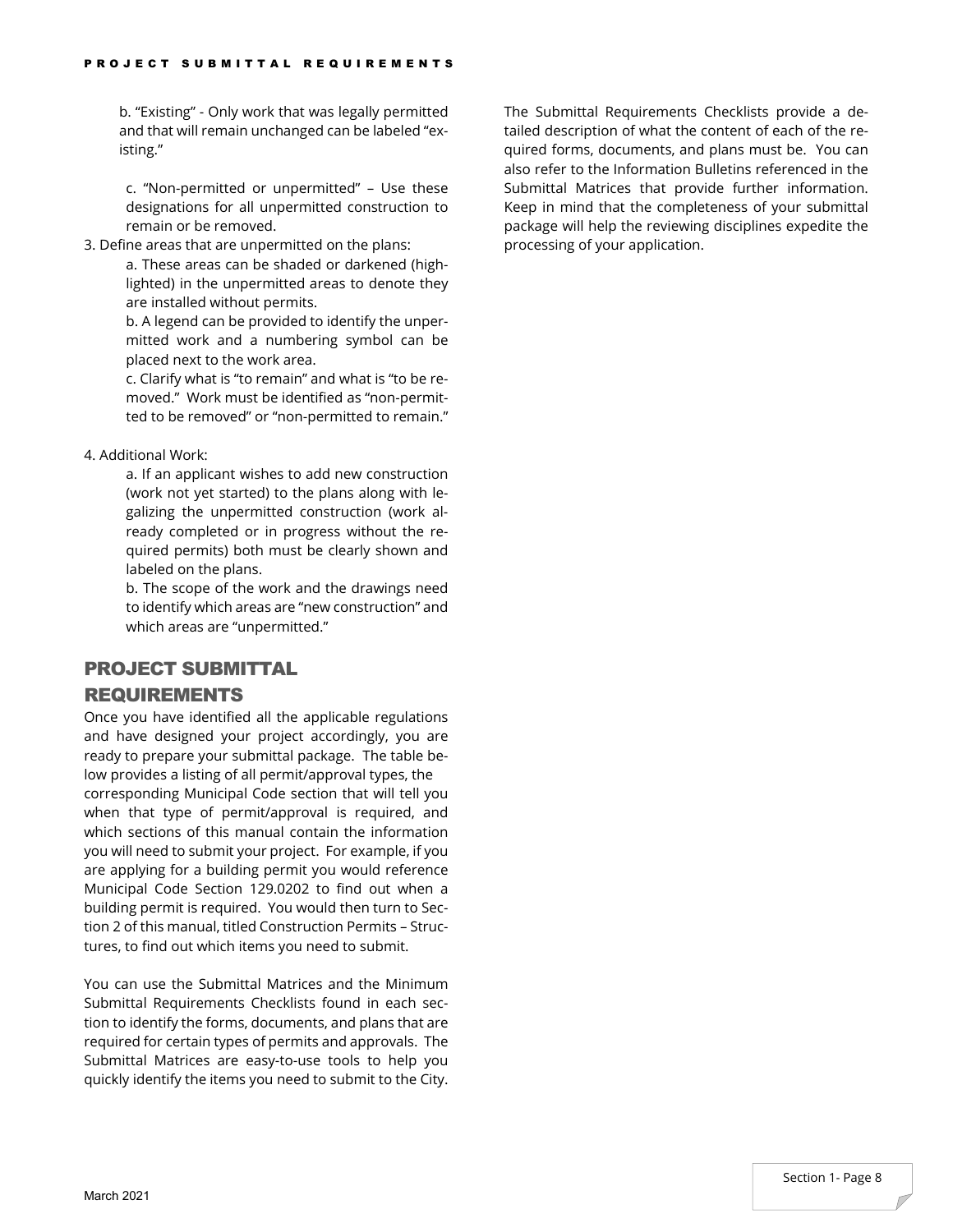b. "Existing" - Only work that was legally permitted and that will remain unchanged can be labeled "existing."

c. "Non-permitted or unpermitted" – Use these designations for all unpermitted construction to remain or be removed.

3. Define areas that are unpermitted on the plans:

    a. These areas can be shaded or darkened (highlighted) in the unpermitted areas to denote they are installed without permits.

    b. A legend can be provided to identify the unpermitted work and a numbering symbol can be placed next to the work area.

    c. Clarify what is "to remain" and what is "to be removed." Work must be identified as "non-permitted to be removed" or "non-permitted to remain."

4. Additional Work:

    a. If an applicant wishes to add new construction (work not yet started) to the plans along with legalizing the unpermitted construction (work already completed or in progress without the required permits) both must be clearly shown and labeled on the plans.

    b. The scope of the work and the drawings need to identify which areas are "new construction" and which areas are "unpermitted."

## PROJECT SUBMITTAL REQUIREMENTS

Once you have identified all the applicable regulations and have designed your project accordingly, you are ready to prepare your submittal package. The table below provides a listing of all permit/approval types, the corresponding Municipal Code section that will tell you when that type of permit/approval is required, and which sections of this manual contain the information you will need to submit your project. For example, if you are applying for a building permit you would reference Municipal Code Section 129.0202 to find out when a building permit is required. You would then turn to Section 2 of this manual, titled Construction Permits – Structures, to find out which items you need to submit.

You can use the Submittal Matrices and the Minimum Submittal Requirements Checklists found in each section to identify the forms, documents, and plans that are required for certain types of permits and approvals. The Submittal Matrices are easy-to-use tools to help you quickly identify the items you need to submit to the City.

The Submittal Requirements Checklists provide a detailed description of what the content of each of the required forms, documents, and plans must be. You can also refer to the Information Bulletins referenced in the Submittal Matrices that provide further information. Keep in mind that the completeness of your submittal package will help the reviewing disciplines expedite the processing of your application.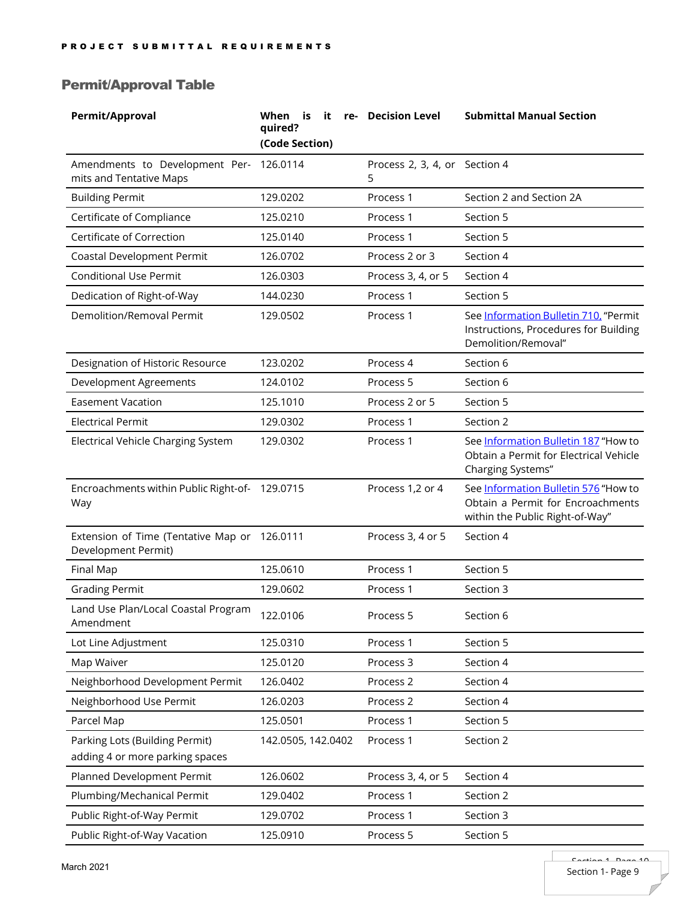## Permit/Approval Table

| Permit/Approval | When is it required? (Code Section) | Decision Level | Submittal Manual Section |
|---|---|---|---|
| Amendments to Development Permits and Tentative Maps | 126.0114 | Process 2, 3, 4, or 5 | Section 4 |
| Building Permit | 129.0202 | Process 1 | Section 2 and Section 2A |
| Certificate of Compliance | 125.0210 | Process 1 | Section 5 |
| Certificate of Correction | 125.0140 | Process 1 | Section 5 |
| Coastal Development Permit | 126.0702 | Process 2 or 3 | Section 4 |
| Conditional Use Permit | 126.0303 | Process 3, 4, or 5 | Section 4 |
| Dedication of Right-of-Way | 144.0230 | Process 1 | Section 5 |
| Demolition/Removal Permit | 129.0502 | Process 1 | See Information Bulletin 710, "Permit Instructions, Procedures for Building Demolition/Removal" |
| Designation of Historic Resource | 123.0202 | Process 4 | Section 6 |
| Development Agreements | 124.0102 | Process 5 | Section 6 |
| Easement Vacation | 125.1010 | Process 2 or 5 | Section 5 |
| Electrical Permit | 129.0302 | Process 1 | Section 2 |
| Electrical Vehicle Charging System | 129.0302 | Process 1 | See Information Bulletin 187 "How to Obtain a Permit for Electrical Vehicle Charging Systems" |
| Encroachments within Public Right-of-Way | 129.0715 | Process 1,2 or 4 | See Information Bulletin 576 "How to Obtain a Permit for Encroachments within the Public Right-of-Way" |
| Extension of Time (Tentative Map or Development Permit) | 126.0111 | Process 3, 4 or 5 | Section 4 |
| Final Map | 125.0610 | Process 1 | Section 5 |
| Grading Permit | 129.0602 | Process 1 | Section 3 |
| Land Use Plan/Local Coastal Program Amendment | 122.0106 | Process 5 | Section 6 |
| Lot Line Adjustment | 125.0310 | Process 1 | Section 5 |
| Map Waiver | 125.0120 | Process 3 | Section 4 |
| Neighborhood Development Permit | 126.0402 | Process 2 | Section 4 |
| Neighborhood Use Permit | 126.0203 | Process 2 | Section 4 |
| Parcel Map | 125.0501 | Process 1 | Section 5 |
| Parking Lots (Building Permit) adding 4 or more parking spaces | 142.0505, 142.0402 | Process 1 | Section 2 |
| Planned Development Permit | 126.0602 | Process 3, 4, or 5 | Section 4 |
| Plumbing/Mechanical Permit | 129.0402 | Process 1 | Section 2 |
| Public Right-of-Way Permit | 129.0702 | Process 1 | Section 3 |
| Public Right-of-Way Vacation | 125.0910 | Process 5 | Section 5 |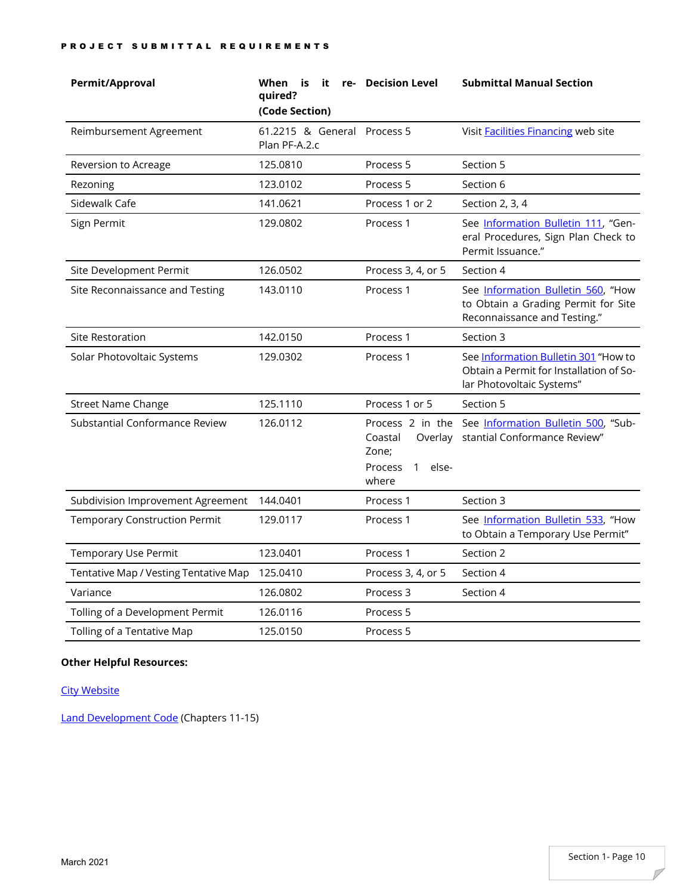| Permit/Approval | When is it required? (Code Section) | Decision Level | Submittal Manual Section |
| --- | --- | --- | --- |
| Reimbursement Agreement | 61.2215 & General Plan PF-A.2.c | Process 5 | Visit Facilities Financing web site |
| Reversion to Acreage | 125.0810 | Process 5 | Section 5 |
| Rezoning | 123.0102 | Process 5 | Section 6 |
| Sidewalk Cafe | 141.0621 | Process 1 or 2 | Section 2, 3, 4 |
| Sign Permit | 129.0802 | Process 1 | See Information Bulletin 111, "General Procedures, Sign Plan Check to Permit Issuance." |
| Site Development Permit | 126.0502 | Process 3, 4, or 5 | Section 4 |
| Site Reconnaissance and Testing | 143.0110 | Process 1 | See Information Bulletin 560, "How to Obtain a Grading Permit for Site Reconnaissance and Testing." |
| Site Restoration | 142.0150 | Process 1 | Section 3 |
| Solar Photovoltaic Systems | 129.0302 | Process 1 | See Information Bulletin 301 "How to Obtain a Permit for Installation of Solar Photovoltaic Systems" |
| Street Name Change | 125.1110 | Process 1 or 5 | Section 5 |
| Substantial Conformance Review | 126.0112 | Process 2 in the Coastal Overlay Zone; Process 1 elsewhere | See Information Bulletin 500, "Substantial Conformance Review" |
| Subdivision Improvement Agreement | 144.0401 | Process 1 | Section 3 |
| Temporary Construction Permit | 129.0117 | Process 1 | See Information Bulletin 533, "How to Obtain a Temporary Use Permit" |
| Temporary Use Permit | 123.0401 | Process 1 | Section 2 |
| Tentative Map / Vesting Tentative Map | 125.0410 | Process 3, 4, or 5 | Section 4 |
| Variance | 126.0802 | Process 3 | Section 4 |
| Tolling of a Development Permit | 126.0116 | Process 5 | |
| Tolling of a Tentative Map | 125.0150 | Process 5 | |

**Other Helpful Resources:**

City Website

Land Development Code (Chapters 11-15)